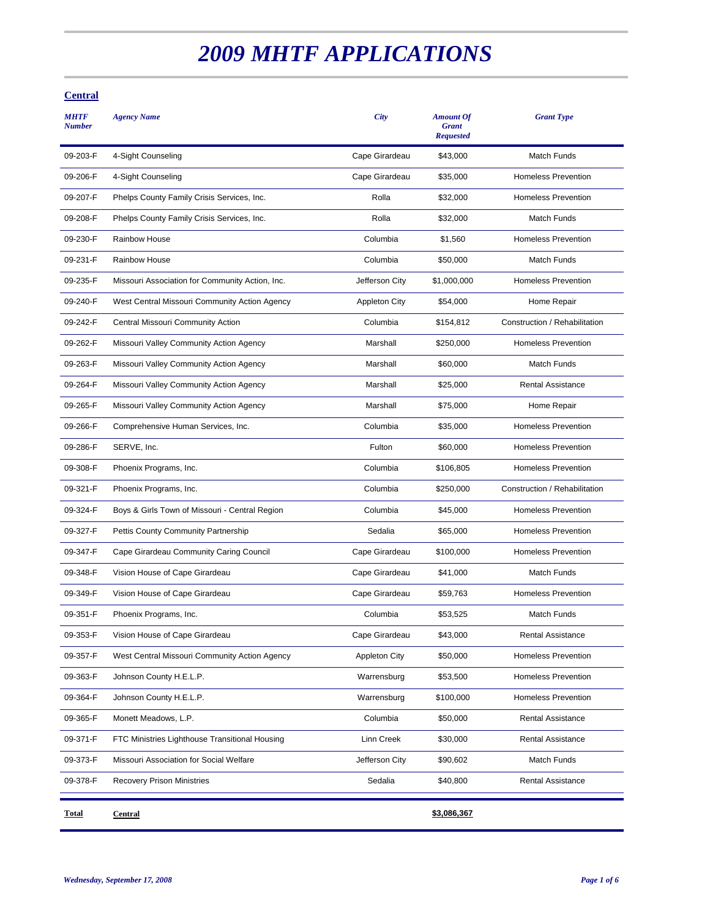# *2009 MHTF APPLICATIONS*

## Central

| *MHTF Number* | *Agency Name* | *City* | *Amount Of Grant Requested* | *Grant Type* |
|---|---|---|---|---|
| 09-203-F | 4-Sight Counseling | Cape Girardeau | $43,000 | Match Funds |
| 09-206-F | 4-Sight Counseling | Cape Girardeau | $35,000 | Homeless Prevention |
| 09-207-F | Phelps County Family Crisis Services, Inc. | Rolla | $32,000 | Homeless Prevention |
| 09-208-F | Phelps County Family Crisis Services, Inc. | Rolla | $32,000 | Match Funds |
| 09-230-F | Rainbow House | Columbia | $1,560 | Homeless Prevention |
| 09-231-F | Rainbow House | Columbia | $50,000 | Match Funds |
| 09-235-F | Missouri Association for Community Action, Inc. | Jefferson City | $1,000,000 | Homeless Prevention |
| 09-240-F | West Central Missouri Community Action Agency | Appleton City | $54,000 | Home Repair |
| 09-242-F | Central Missouri Community Action | Columbia | $154,812 | Construction / Rehabilitation |
| 09-262-F | Missouri Valley Community Action Agency | Marshall | $250,000 | Homeless Prevention |
| 09-263-F | Missouri Valley Community Action Agency | Marshall | $60,000 | Match Funds |
| 09-264-F | Missouri Valley Community Action Agency | Marshall | $25,000 | Rental Assistance |
| 09-265-F | Missouri Valley Community Action Agency | Marshall | $75,000 | Home Repair |
| 09-266-F | Comprehensive Human Services, Inc. | Columbia | $35,000 | Homeless Prevention |
| 09-286-F | SERVE, Inc. | Fulton | $60,000 | Homeless Prevention |
| 09-308-F | Phoenix Programs, Inc. | Columbia | $106,805 | Homeless Prevention |
| 09-321-F | Phoenix Programs, Inc. | Columbia | $250,000 | Construction / Rehabilitation |
| 09-324-F | Boys & Girls Town of Missouri - Central Region | Columbia | $45,000 | Homeless Prevention |
| 09-327-F | Pettis County Community Partnership | Sedalia | $65,000 | Homeless Prevention |
| 09-347-F | Cape Girardeau Community Caring Council | Cape Girardeau | $100,000 | Homeless Prevention |
| 09-348-F | Vision House of Cape Girardeau | Cape Girardeau | $41,000 | Match Funds |
| 09-349-F | Vision House of Cape Girardeau | Cape Girardeau | $59,763 | Homeless Prevention |
| 09-351-F | Phoenix Programs, Inc. | Columbia | $53,525 | Match Funds |
| 09-353-F | Vision House of Cape Girardeau | Cape Girardeau | $43,000 | Rental Assistance |
| 09-357-F | West Central Missouri Community Action Agency | Appleton City | $50,000 | Homeless Prevention |
| 09-363-F | Johnson County H.E.L.P. | Warrensburg | $53,500 | Homeless Prevention |
| 09-364-F | Johnson County H.E.L.P. | Warrensburg | $100,000 | Homeless Prevention |
| 09-365-F | Monett Meadows, L.P. | Columbia | $50,000 | Rental Assistance |
| 09-371-F | FTC Ministries Lighthouse Transitional Housing | Linn Creek | $30,000 | Rental Assistance |
| 09-373-F | Missouri Association for Social Welfare | Jefferson City | $90,602 | Match Funds |
| 09-378-F | Recovery Prison Ministries | Sedalia | $40,800 | Rental Assistance |
| **Total** | **Central** | | **$3,086,367** | |

*Wednesday, September 17, 2008*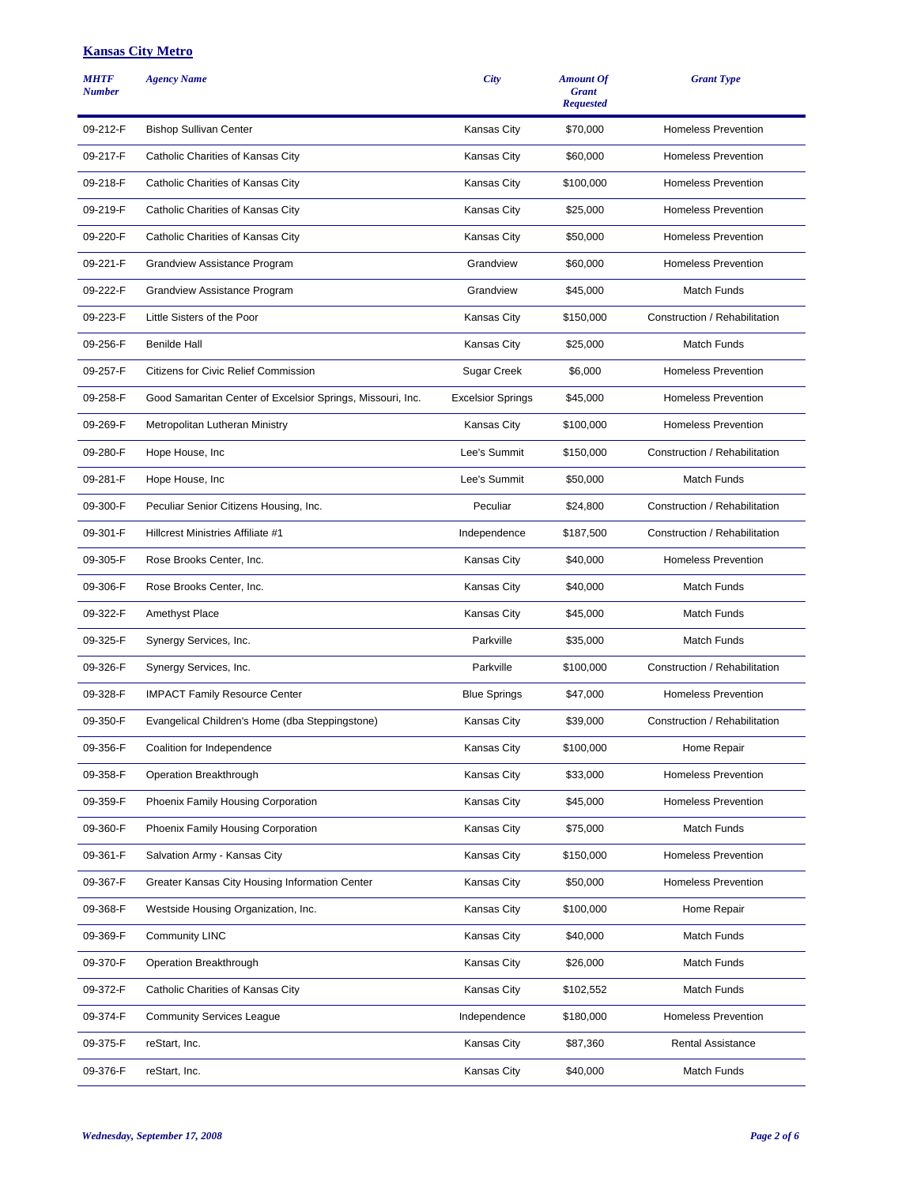## Kansas City Metro

| MHTF Number | Agency Name | City | Amount Of Grant Requested | Grant Type |
|---|---|---|---|---|
| 09-212-F | Bishop Sullivan Center | Kansas City | $70,000 | Homeless Prevention |
| 09-217-F | Catholic Charities of Kansas City | Kansas City | $60,000 | Homeless Prevention |
| 09-218-F | Catholic Charities of Kansas City | Kansas City | $100,000 | Homeless Prevention |
| 09-219-F | Catholic Charities of Kansas City | Kansas City | $25,000 | Homeless Prevention |
| 09-220-F | Catholic Charities of Kansas City | Kansas City | $50,000 | Homeless Prevention |
| 09-221-F | Grandview Assistance Program | Grandview | $60,000 | Homeless Prevention |
| 09-222-F | Grandview Assistance Program | Grandview | $45,000 | Match Funds |
| 09-223-F | Little Sisters of the Poor | Kansas City | $150,000 | Construction / Rehabilitation |
| 09-256-F | Benilde Hall | Kansas City | $25,000 | Match Funds |
| 09-257-F | Citizens for Civic Relief Commission | Sugar Creek | $6,000 | Homeless Prevention |
| 09-258-F | Good Samaritan Center of Excelsior Springs, Missouri, Inc. | Excelsior Springs | $45,000 | Homeless Prevention |
| 09-269-F | Metropolitan Lutheran Ministry | Kansas City | $100,000 | Homeless Prevention |
| 09-280-F | Hope House, Inc | Lee's Summit | $150,000 | Construction / Rehabilitation |
| 09-281-F | Hope House, Inc | Lee's Summit | $50,000 | Match Funds |
| 09-300-F | Peculiar Senior Citizens Housing, Inc. | Peculiar | $24,800 | Construction / Rehabilitation |
| 09-301-F | Hillcrest Ministries Affiliate #1 | Independence | $187,500 | Construction / Rehabilitation |
| 09-305-F | Rose Brooks Center, Inc. | Kansas City | $40,000 | Homeless Prevention |
| 09-306-F | Rose Brooks Center, Inc. | Kansas City | $40,000 | Match Funds |
| 09-322-F | Amethyst Place | Kansas City | $45,000 | Match Funds |
| 09-325-F | Synergy Services, Inc. | Parkville | $35,000 | Match Funds |
| 09-326-F | Synergy Services, Inc. | Parkville | $100,000 | Construction / Rehabilitation |
| 09-328-F | IMPACT Family Resource Center | Blue Springs | $47,000 | Homeless Prevention |
| 09-350-F | Evangelical Children's Home (dba Steppingstone) | Kansas City | $39,000 | Construction / Rehabilitation |
| 09-356-F | Coalition for Independence | Kansas City | $100,000 | Home Repair |
| 09-358-F | Operation Breakthrough | Kansas City | $33,000 | Homeless Prevention |
| 09-359-F | Phoenix Family Housing Corporation | Kansas City | $45,000 | Homeless Prevention |
| 09-360-F | Phoenix Family Housing Corporation | Kansas City | $75,000 | Match Funds |
| 09-361-F | Salvation Army - Kansas City | Kansas City | $150,000 | Homeless Prevention |
| 09-367-F | Greater Kansas City Housing Information Center | Kansas City | $50,000 | Homeless Prevention |
| 09-368-F | Westside Housing Organization, Inc. | Kansas City | $100,000 | Home Repair |
| 09-369-F | Community LINC | Kansas City | $40,000 | Match Funds |
| 09-370-F | Operation Breakthrough | Kansas City | $26,000 | Match Funds |
| 09-372-F | Catholic Charities of Kansas City | Kansas City | $102,552 | Match Funds |
| 09-374-F | Community Services League | Independence | $180,000 | Homeless Prevention |
| 09-375-F | reStart, Inc. | Kansas City | $87,360 | Rental Assistance |
| 09-376-F | reStart, Inc. | Kansas City | $40,000 | Match Funds |

*Wednesday, September 17, 2008*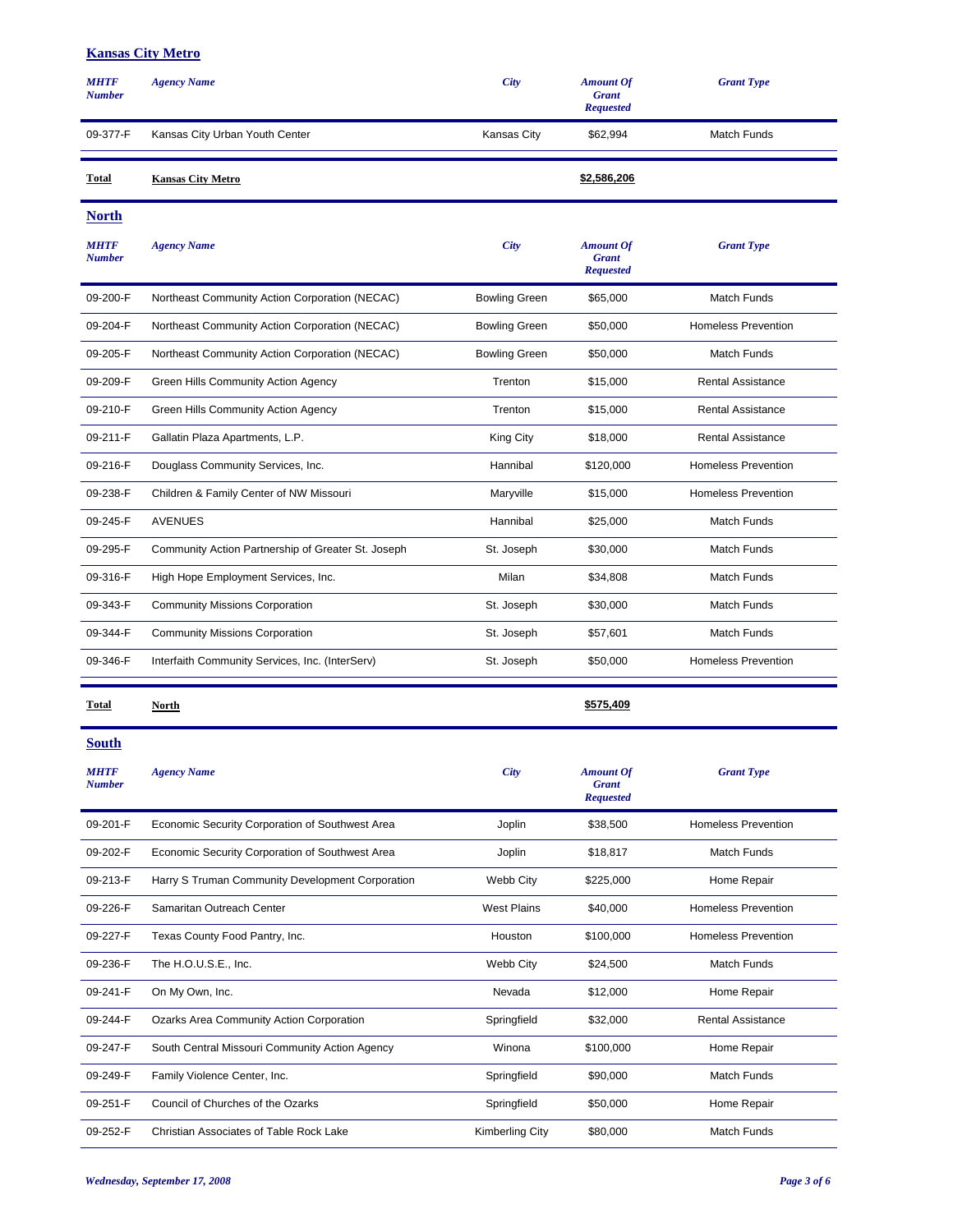## Kansas City Metro

| MHTF Number | Agency Name | City | Amount Of Grant Requested | Grant Type |
|---|---|---|---|---|
| 09-377-F | Kansas City Urban Youth Center | Kansas City | $62,994 | Match Funds |
| **Total** | **Kansas City Metro** | | **$2,586,206** | |

## North

| MHTF Number | Agency Name | City | Amount Of Grant Requested | Grant Type |
|---|---|---|---|---|
| 09-200-F | Northeast Community Action Corporation (NECAC) | Bowling Green | $65,000 | Match Funds |
| 09-204-F | Northeast Community Action Corporation (NECAC) | Bowling Green | $50,000 | Homeless Prevention |
| 09-205-F | Northeast Community Action Corporation (NECAC) | Bowling Green | $50,000 | Match Funds |
| 09-209-F | Green Hills Community Action Agency | Trenton | $15,000 | Rental Assistance |
| 09-210-F | Green Hills Community Action Agency | Trenton | $15,000 | Rental Assistance |
| 09-211-F | Gallatin Plaza Apartments, L.P. | King City | $18,000 | Rental Assistance |
| 09-216-F | Douglass Community Services, Inc. | Hannibal | $120,000 | Homeless Prevention |
| 09-238-F | Children & Family Center of NW Missouri | Maryville | $15,000 | Homeless Prevention |
| 09-245-F | AVENUES | Hannibal | $25,000 | Match Funds |
| 09-295-F | Community Action Partnership of Greater St. Joseph | St. Joseph | $30,000 | Match Funds |
| 09-316-F | High Hope Employment Services, Inc. | Milan | $34,808 | Match Funds |
| 09-343-F | Community Missions Corporation | St. Joseph | $30,000 | Match Funds |
| 09-344-F | Community Missions Corporation | St. Joseph | $57,601 | Match Funds |
| 09-346-F | Interfaith Community Services, Inc. (InterServ) | St. Joseph | $50,000 | Homeless Prevention |
| **Total** | **North** | | **$575,409** | |

## South

| MHTF Number | Agency Name | City | Amount Of Grant Requested | Grant Type |
|---|---|---|---|---|
| 09-201-F | Economic Security Corporation of Southwest Area | Joplin | $38,500 | Homeless Prevention |
| 09-202-F | Economic Security Corporation of Southwest Area | Joplin | $18,817 | Match Funds |
| 09-213-F | Harry S Truman Community Development Corporation | Webb City | $225,000 | Home Repair |
| 09-226-F | Samaritan Outreach Center | West Plains | $40,000 | Homeless Prevention |
| 09-227-F | Texas County Food Pantry, Inc. | Houston | $100,000 | Homeless Prevention |
| 09-236-F | The H.O.U.S.E., Inc. | Webb City | $24,500 | Match Funds |
| 09-241-F | On My Own, Inc. | Nevada | $12,000 | Home Repair |
| 09-244-F | Ozarks Area Community Action Corporation | Springfield | $32,000 | Rental Assistance |
| 09-247-F | South Central Missouri Community Action Agency | Winona | $100,000 | Home Repair |
| 09-249-F | Family Violence Center, Inc. | Springfield | $90,000 | Match Funds |
| 09-251-F | Council of Churches of the Ozarks | Springfield | $50,000 | Home Repair |
| 09-252-F | Christian Associates of Table Rock Lake | Kimberling City | $80,000 | Match Funds |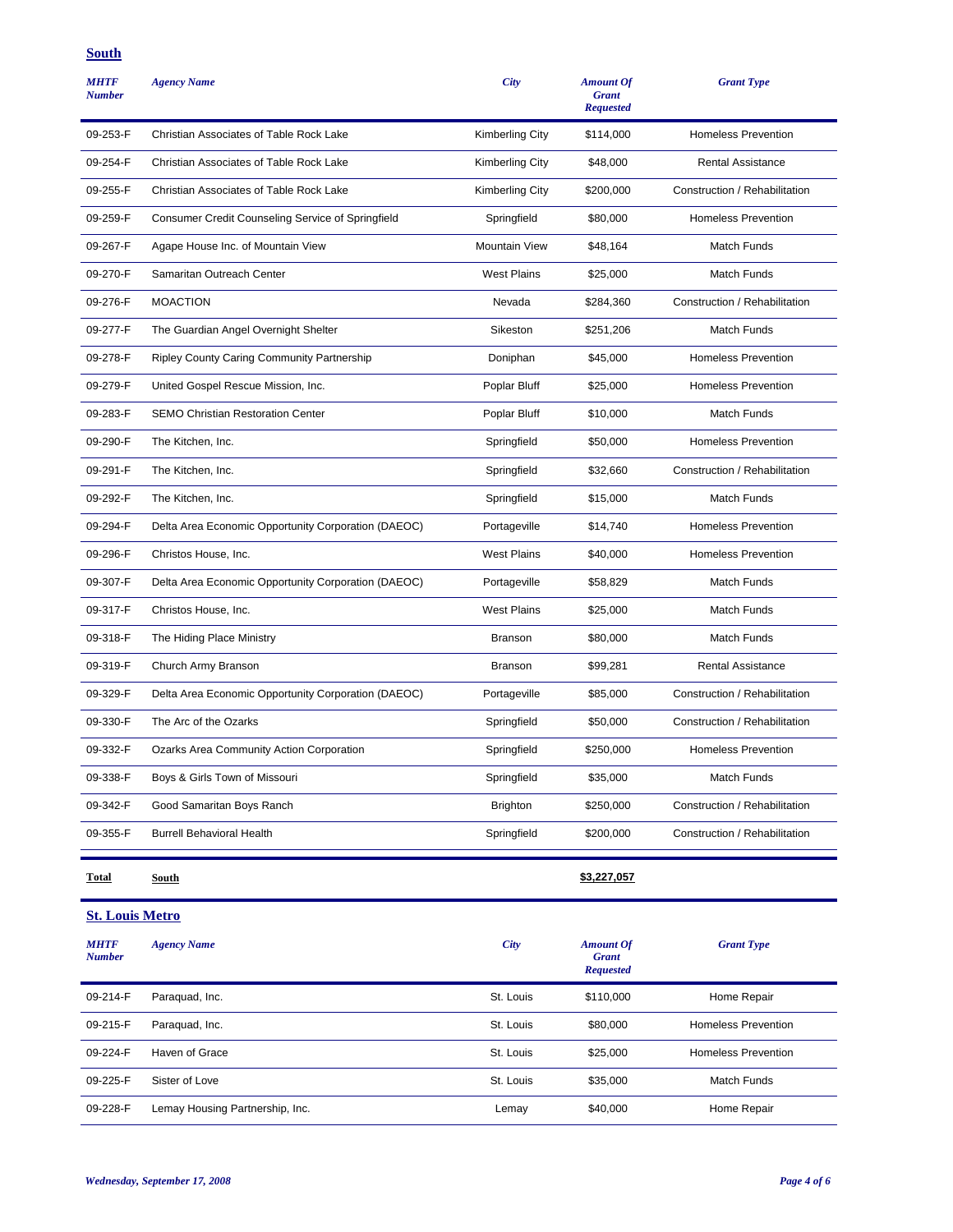## South

| MHTF Number | Agency Name | City | Amount Of Grant Requested | Grant Type |
|---|---|---|---|---|
| 09-253-F | Christian Associates of Table Rock Lake | Kimberling City | $114,000 | Homeless Prevention |
| 09-254-F | Christian Associates of Table Rock Lake | Kimberling City | $48,000 | Rental Assistance |
| 09-255-F | Christian Associates of Table Rock Lake | Kimberling City | $200,000 | Construction / Rehabilitation |
| 09-259-F | Consumer Credit Counseling Service of Springfield | Springfield | $80,000 | Homeless Prevention |
| 09-267-F | Agape House Inc. of Mountain View | Mountain View | $48,164 | Match Funds |
| 09-270-F | Samaritan Outreach Center | West Plains | $25,000 | Match Funds |
| 09-276-F | MOACTION | Nevada | $284,360 | Construction / Rehabilitation |
| 09-277-F | The Guardian Angel Overnight Shelter | Sikeston | $251,206 | Match Funds |
| 09-278-F | Ripley County Caring Community Partnership | Doniphan | $45,000 | Homeless Prevention |
| 09-279-F | United Gospel Rescue Mission, Inc. | Poplar Bluff | $25,000 | Homeless Prevention |
| 09-283-F | SEMO Christian Restoration Center | Poplar Bluff | $10,000 | Match Funds |
| 09-290-F | The Kitchen, Inc. | Springfield | $50,000 | Homeless Prevention |
| 09-291-F | The Kitchen, Inc. | Springfield | $32,660 | Construction / Rehabilitation |
| 09-292-F | The Kitchen, Inc. | Springfield | $15,000 | Match Funds |
| 09-294-F | Delta Area Economic Opportunity Corporation (DAEOC) | Portageville | $14,740 | Homeless Prevention |
| 09-296-F | Christos House, Inc. | West Plains | $40,000 | Homeless Prevention |
| 09-307-F | Delta Area Economic Opportunity Corporation (DAEOC) | Portageville | $58,829 | Match Funds |
| 09-317-F | Christos House, Inc. | West Plains | $25,000 | Match Funds |
| 09-318-F | The Hiding Place Ministry | Branson | $80,000 | Match Funds |
| 09-319-F | Church Army Branson | Branson | $99,281 | Rental Assistance |
| 09-329-F | Delta Area Economic Opportunity Corporation (DAEOC) | Portageville | $85,000 | Construction / Rehabilitation |
| 09-330-F | The Arc of the Ozarks | Springfield | $50,000 | Construction / Rehabilitation |
| 09-332-F | Ozarks Area Community Action Corporation | Springfield | $250,000 | Homeless Prevention |
| 09-338-F | Boys & Girls Town of Missouri | Springfield | $35,000 | Match Funds |
| 09-342-F | Good Samaritan Boys Ranch | Brighton | $250,000 | Construction / Rehabilitation |
| 09-355-F | Burrell Behavioral Health | Springfield | $200,000 | Construction / Rehabilitation |
| **Total** | **South** | | **$3,227,057** | |

## St. Louis Metro

| MHTF Number | Agency Name | City | Amount Of Grant Requested | Grant Type |
|---|---|---|---|---|
| 09-214-F | Paraquad, Inc. | St. Louis | $110,000 | Home Repair |
| 09-215-F | Paraquad, Inc. | St. Louis | $80,000 | Homeless Prevention |
| 09-224-F | Haven of Grace | St. Louis | $25,000 | Homeless Prevention |
| 09-225-F | Sister of Love | St. Louis | $35,000 | Match Funds |
| 09-228-F | Lemay Housing Partnership, Inc. | Lemay | $40,000 | Home Repair |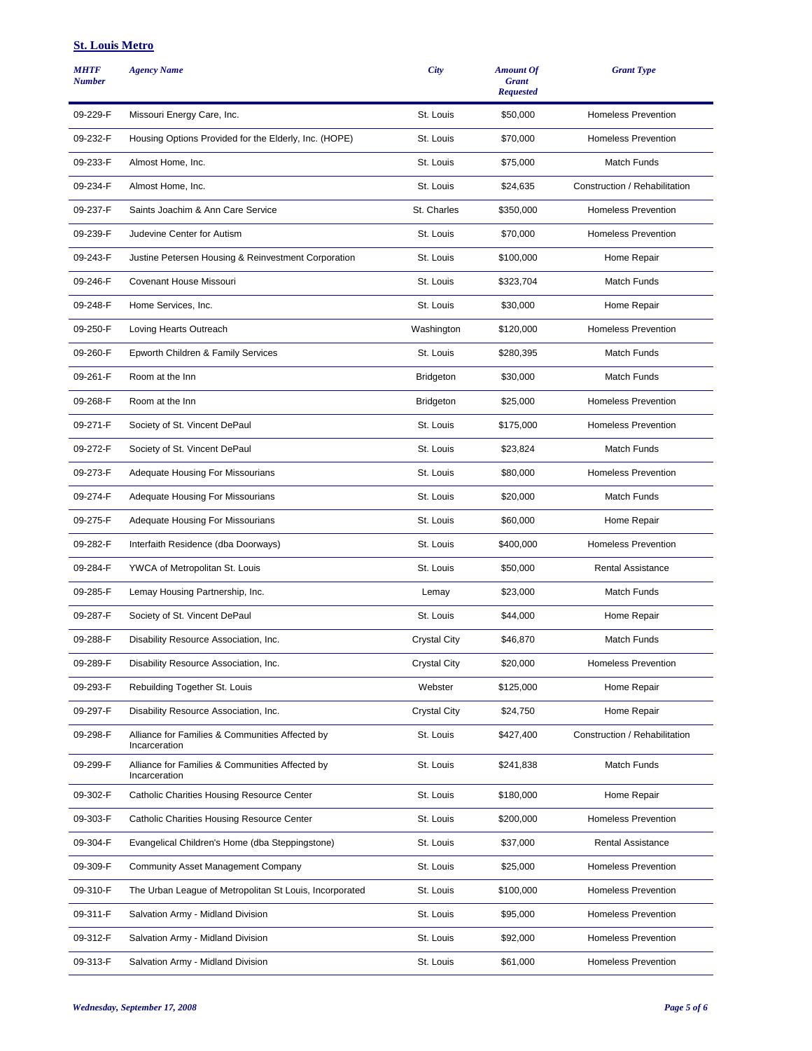## St. Louis Metro

| MHTF Number | Agency Name | City | Amount Of Grant Requested | Grant Type |
|---|---|---|---|---|
| 09-229-F | Missouri Energy Care, Inc. | St. Louis | $50,000 | Homeless Prevention |
| 09-232-F | Housing Options Provided for the Elderly, Inc. (HOPE) | St. Louis | $70,000 | Homeless Prevention |
| 09-233-F | Almost Home, Inc. | St. Louis | $75,000 | Match Funds |
| 09-234-F | Almost Home, Inc. | St. Louis | $24,635 | Construction / Rehabilitation |
| 09-237-F | Saints Joachim & Ann Care Service | St. Charles | $350,000 | Homeless Prevention |
| 09-239-F | Judevine Center for Autism | St. Louis | $70,000 | Homeless Prevention |
| 09-243-F | Justine Petersen Housing & Reinvestment Corporation | St. Louis | $100,000 | Home Repair |
| 09-246-F | Covenant House Missouri | St. Louis | $323,704 | Match Funds |
| 09-248-F | Home Services, Inc. | St. Louis | $30,000 | Home Repair |
| 09-250-F | Loving Hearts Outreach | Washington | $120,000 | Homeless Prevention |
| 09-260-F | Epworth Children & Family Services | St. Louis | $280,395 | Match Funds |
| 09-261-F | Room at the Inn | Bridgeton | $30,000 | Match Funds |
| 09-268-F | Room at the Inn | Bridgeton | $25,000 | Homeless Prevention |
| 09-271-F | Society of St. Vincent DePaul | St. Louis | $175,000 | Homeless Prevention |
| 09-272-F | Society of St. Vincent DePaul | St. Louis | $23,824 | Match Funds |
| 09-273-F | Adequate Housing For Missourians | St. Louis | $80,000 | Homeless Prevention |
| 09-274-F | Adequate Housing For Missourians | St. Louis | $20,000 | Match Funds |
| 09-275-F | Adequate Housing For Missourians | St. Louis | $60,000 | Home Repair |
| 09-282-F | Interfaith Residence (dba Doorways) | St. Louis | $400,000 | Homeless Prevention |
| 09-284-F | YWCA of Metropolitan St. Louis | St. Louis | $50,000 | Rental Assistance |
| 09-285-F | Lemay Housing Partnership, Inc. | Lemay | $23,000 | Match Funds |
| 09-287-F | Society of St. Vincent DePaul | St. Louis | $44,000 | Home Repair |
| 09-288-F | Disability Resource Association, Inc. | Crystal City | $46,870 | Match Funds |
| 09-289-F | Disability Resource Association, Inc. | Crystal City | $20,000 | Homeless Prevention |
| 09-293-F | Rebuilding Together St. Louis | Webster | $125,000 | Home Repair |
| 09-297-F | Disability Resource Association, Inc. | Crystal City | $24,750 | Home Repair |
| 09-298-F | Alliance for Families & Communities Affected by Incarceration | St. Louis | $427,400 | Construction / Rehabilitation |
| 09-299-F | Alliance for Families & Communities Affected by Incarceration | St. Louis | $241,838 | Match Funds |
| 09-302-F | Catholic Charities Housing Resource Center | St. Louis | $180,000 | Home Repair |
| 09-303-F | Catholic Charities Housing Resource Center | St. Louis | $200,000 | Homeless Prevention |
| 09-304-F | Evangelical Children's Home (dba Steppingstone) | St. Louis | $37,000 | Rental Assistance |
| 09-309-F | Community Asset Management Company | St. Louis | $25,000 | Homeless Prevention |
| 09-310-F | The Urban League of Metropolitan St Louis, Incorporated | St. Louis | $100,000 | Homeless Prevention |
| 09-311-F | Salvation Army - Midland Division | St. Louis | $95,000 | Homeless Prevention |
| 09-312-F | Salvation Army - Midland Division | St. Louis | $92,000 | Homeless Prevention |
| 09-313-F | Salvation Army - Midland Division | St. Louis | $61,000 | Homeless Prevention |

*Wednesday, September 17, 2008*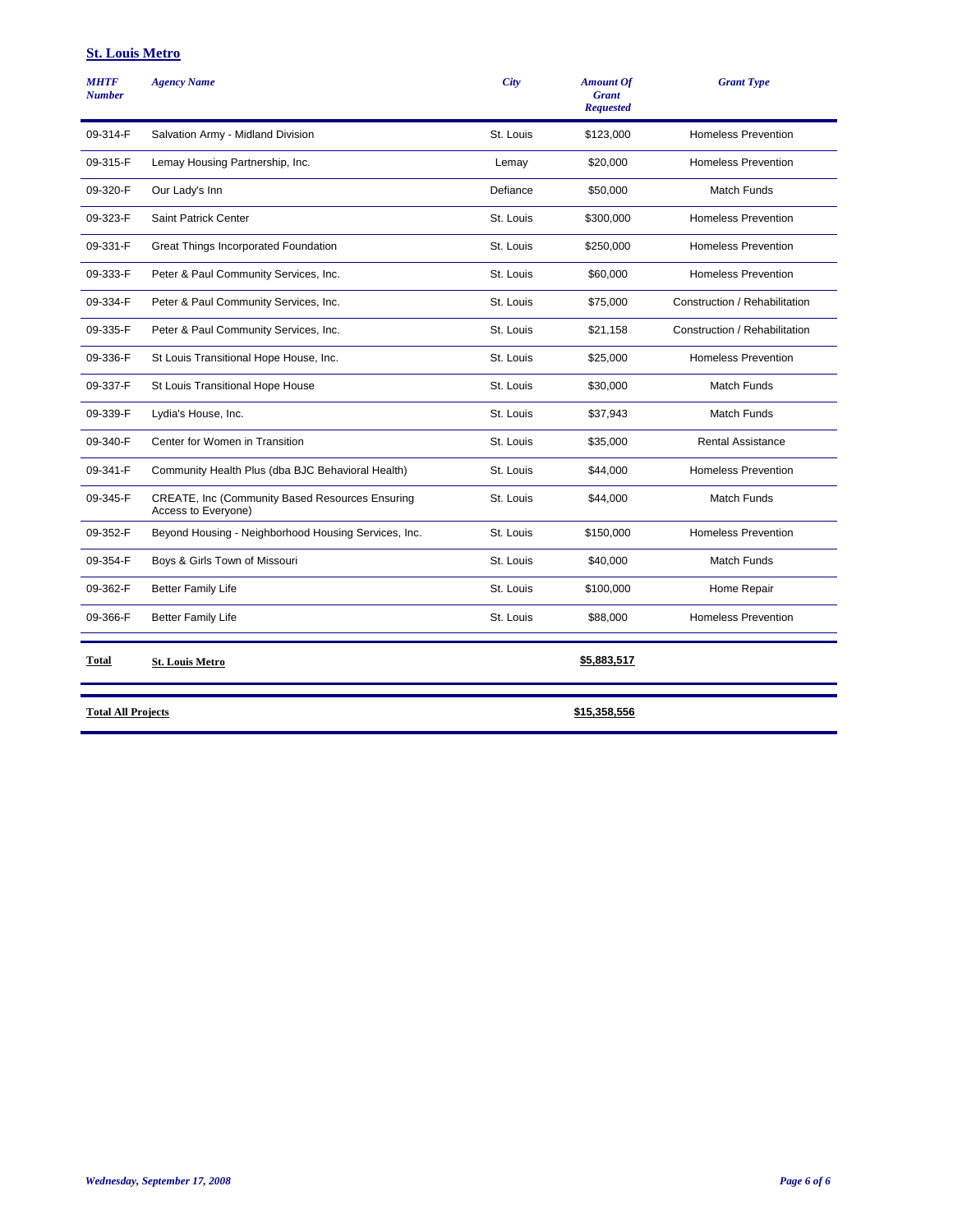## St. Louis Metro

| MHTF Number | Agency Name | City | Amount Of Grant Requested | Grant Type |
|---|---|---|---|---|
| 09-314-F | Salvation Army - Midland Division | St. Louis | $123,000 | Homeless Prevention |
| 09-315-F | Lemay Housing Partnership, Inc. | Lemay | $20,000 | Homeless Prevention |
| 09-320-F | Our Lady's Inn | Defiance | $50,000 | Match Funds |
| 09-323-F | Saint Patrick Center | St. Louis | $300,000 | Homeless Prevention |
| 09-331-F | Great Things Incorporated Foundation | St. Louis | $250,000 | Homeless Prevention |
| 09-333-F | Peter & Paul Community Services, Inc. | St. Louis | $60,000 | Homeless Prevention |
| 09-334-F | Peter & Paul Community Services, Inc. | St. Louis | $75,000 | Construction / Rehabilitation |
| 09-335-F | Peter & Paul Community Services, Inc. | St. Louis | $21,158 | Construction / Rehabilitation |
| 09-336-F | St Louis Transitional Hope House, Inc. | St. Louis | $25,000 | Homeless Prevention |
| 09-337-F | St Louis Transitional Hope House | St. Louis | $30,000 | Match Funds |
| 09-339-F | Lydia's House, Inc. | St. Louis | $37,943 | Match Funds |
| 09-340-F | Center for Women in Transition | St. Louis | $35,000 | Rental Assistance |
| 09-341-F | Community Health Plus (dba BJC Behavioral Health) | St. Louis | $44,000 | Homeless Prevention |
| 09-345-F | CREATE, Inc (Community Based Resources Ensuring Access to Everyone) | St. Louis | $44,000 | Match Funds |
| 09-352-F | Beyond Housing - Neighborhood Housing Services, Inc. | St. Louis | $150,000 | Homeless Prevention |
| 09-354-F | Boys & Girls Town of Missouri | St. Louis | $40,000 | Match Funds |
| 09-362-F | Better Family Life | St. Louis | $100,000 | Home Repair |
| 09-366-F | Better Family Life | St. Louis | $88,000 | Homeless Prevention |
| **Total** | **St. Louis Metro** | | **$5,883,517** | |
| **Total All Projects** | | | **$15,358,556** | |